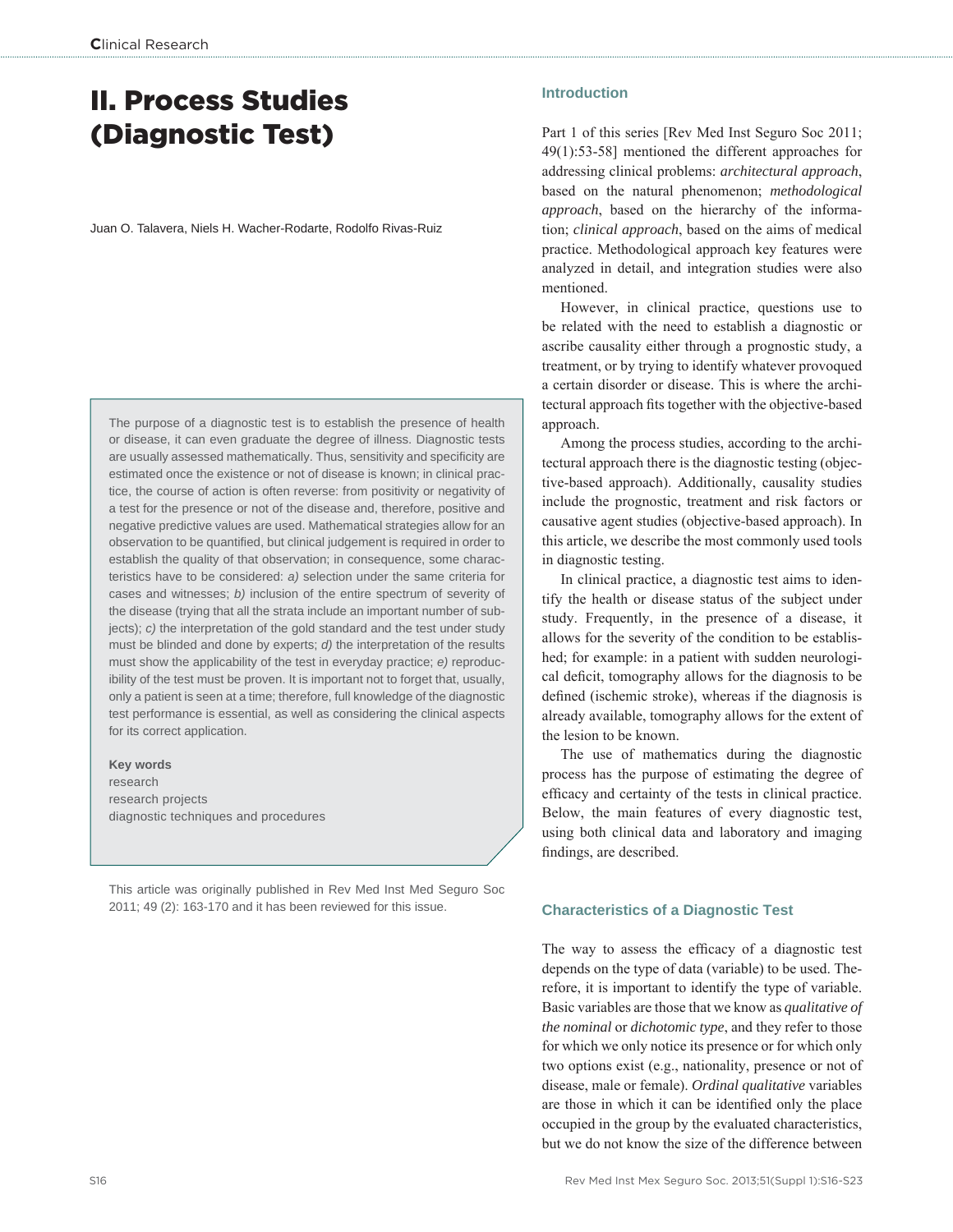# II. Process Studies (Diagnostic Test)

Juan O. Talavera, Niels H. Wacher-Rodarte, Rodolfo Rivas-Ruiz

The purpose of a diagnostic test is to establish the presence of health or disease, it can even graduate the degree of illness. Diagnostic tests are usually assessed mathematically. Thus, sensitivity and specificity are estimated once the existence or not of disease is known; in clinical practice, the course of action is often reverse: from positivity or negativity of a test for the presence or not of the disease and, therefore, positive and negative predictive values are used. Mathematical strategies allow for an observation to be quantified, but clinical judgement is required in order to establish the quality of that observation; in consequence, some characteristics have to be considered: *a)* selection under the same criteria for cases and witnesses; *b)* inclusion of the entire spectrum of severity of the disease (trying that all the strata include an important number of subjects); *c)* the interpretation of the gold standard and the test under study must be blinded and done by experts; *d)* the interpretation of the results must show the applicability of the test in everyday practice; *e)* reproducibility of the test must be proven. It is important not to forget that, usually, only a patient is seen at a time; therefore, full knowledge of the diagnostic test performance is essential, as well as considering the clinical aspects for its correct application.

**Key words**
research
research projects
diagnostic techniques and procedures

This article was originally published in Rev Med Inst Med Seguro Soc 2011; 49 (2): 163-170 and it has been reviewed for this issue.

## Introduction

Part 1 of this series [Rev Med Inst Seguro Soc 2011; 49(1):53-58] mentioned the different approaches for addressing clinical problems: *architectural approach*, based on the natural phenomenon; *methodological approach*, based on the hierarchy of the information; *clinical approach*, based on the aims of medical practice. Methodological approach key features were analyzed in detail, and integration studies were also mentioned.

However, in clinical practice, questions use to be related with the need to establish a diagnostic or ascribe causality either through a prognostic study, a treatment, or by trying to identify whatever provoqued a certain disorder or disease. This is where the architectural approach fits together with the objective-based approach.

Among the process studies, according to the architectural approach there is the diagnostic testing (objective-based approach). Additionally, causality studies include the prognostic, treatment and risk factors or causative agent studies (objective-based approach). In this article, we describe the most commonly used tools in diagnostic testing.

In clinical practice, a diagnostic test aims to identify the health or disease status of the subject under study. Frequently, in the presence of a disease, it allows for the severity of the condition to be established; for example: in a patient with sudden neurological deficit, tomography allows for the diagnosis to be defined (ischemic stroke), whereas if the diagnosis is already available, tomography allows for the extent of the lesion to be known.

The use of mathematics during the diagnostic process has the purpose of estimating the degree of efficacy and certainty of the tests in clinical practice. Below, the main features of every diagnostic test, using both clinical data and laboratory and imaging findings, are described.

## Characteristics of a Diagnostic Test

The way to assess the efficacy of a diagnostic test depends on the type of data (variable) to be used. Therefore, it is important to identify the type of variable. Basic variables are those that we know as *qualitative of the nominal* or *dichotomic type*, and they refer to those for which we only notice its presence or for which only two options exist (e.g., nationality, presence or not of disease, male or female). *Ordinal qualitative* variables are those in which it can be identified only the place occupied in the group by the evaluated characteristics, but we do not know the size of the difference between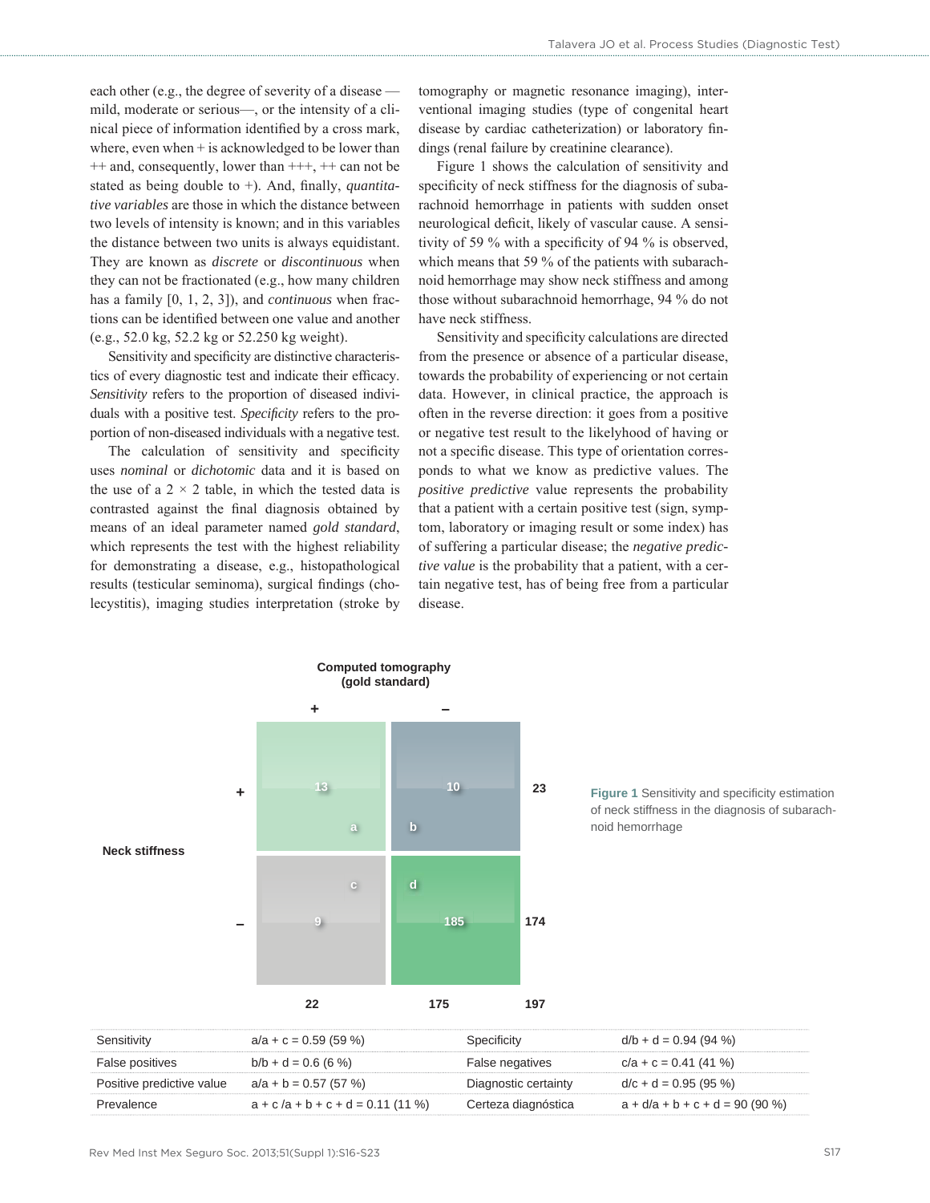each other (e.g., the degree of severity of a disease —mild, moderate or serious—, or the intensity of a clinical piece of information identified by a cross mark, where, even when + is acknowledged to be lower than ++ and, consequently, lower than +++, ++ can not be stated as being double to +). And, finally, *quantitative variables* are those in which the distance between two levels of intensity is known; and in this variables the distance between two units is always equidistant. They are known as *discrete* or *discontinuous* when they can not be fractionated (e.g., how many children has a family [0, 1, 2, 3]), and *continuous* when fractions can be identified between one value and another (e.g., 52.0 kg, 52.2 kg or 52.250 kg weight).

Sensitivity and specificity are distinctive characteristics of every diagnostic test and indicate their efficacy. *Sensitivity* refers to the proportion of diseased individuals with a positive test. *Specificity* refers to the proportion of non-diseased individuals with a negative test.

The calculation of sensitivity and specificity uses *nominal* or *dichotomic* data and it is based on the use of a 2 × 2 table, in which the tested data is contrasted against the final diagnosis obtained by means of an ideal parameter named *gold standard*, which represents the test with the highest reliability for demonstrating a disease, e.g., histopathological results (testicular seminoma), surgical findings (cholecystitis), imaging studies interpretation (stroke by tomography or magnetic resonance imaging), interventional imaging studies (type of congenital heart disease by cardiac catheterization) or laboratory findings (renal failure by creatinine clearance).

Figure 1 shows the calculation of sensitivity and specificity of neck stiffness for the diagnosis of subarachnoid hemorrhage in patients with sudden onset neurological deficit, likely of vascular cause. A sensitivity of 59 % with a specificity of 94 % is observed, which means that 59 % of the patients with subarachnoid hemorrhage may show neck stiffness and among those without subarachnoid hemorrhage, 94 % do not have neck stiffness.

Sensitivity and specificity calculations are directed from the presence or absence of a particular disease, towards the probability of experiencing or not certain data. However, in clinical practice, the approach is often in the reverse direction: it goes from a positive or negative test result to the likelihood of having or not a specific disease. This type of orientation corresponds to what we know as predictive values. The *positive predictive* value represents the probability that a patient with a certain positive test (sign, symptom, laboratory or imaging result or some index) has of suffering a particular disease; the *negative predictive value* is the probability that a patient, with a certain negative test, has of being free from a particular disease.

| | | Computed tomography (gold standard) + | Computed tomography (gold standard) – | |
|---|---|---|---|---|
| Neck stiffness | + | 13 (a) | 10 (b) | 23 |
| | – | 9 (c) | 185 (d) | 174 |
| | | 22 | 175 | 197 |

| | | | |
|---|---|---|---|
| Sensitivity | a/a + c = 0.59 (59 %) | Specificity | d/b + d = 0.94 (94 %) |
| False positives | b/b + d = 0.6 (6 %) | False negatives | c/a + c = 0.41 (41 %) |
| Positive predictive value | a/a + b = 0.57 (57 %) | Diagnostic certainty | d/c + d = 0.95 (95 %) |
| Prevalence | a + c /a + b + c + d = 0.11 (11 %) | Certeza diagnóstica | a + d/a + b + c + d = 90 (90 %) |

**Figure 1** Sensitivity and specificity estimation of neck stiffness in the diagnosis of subarachnoid hemorrhage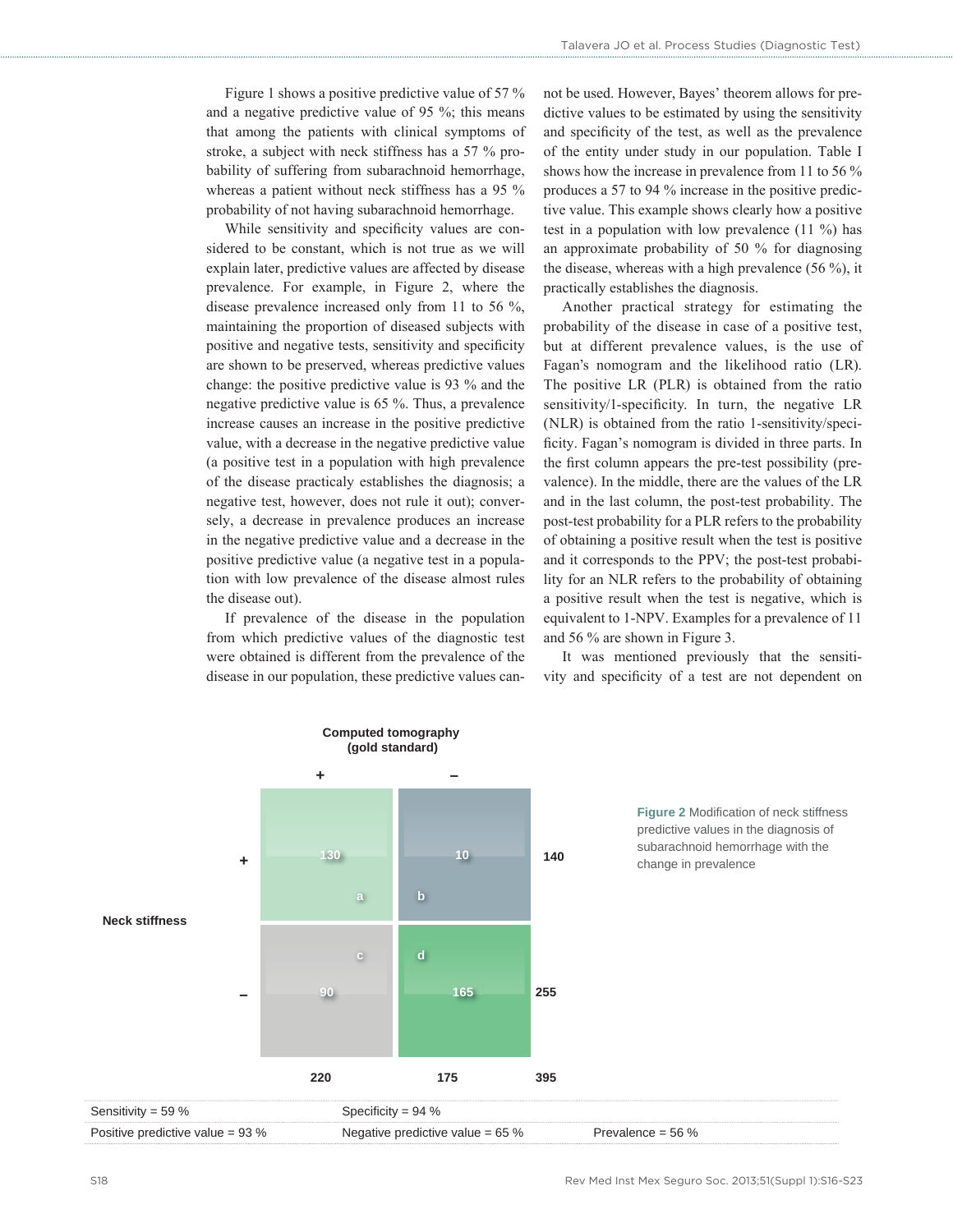Figure 1 shows a positive predictive value of 57 % and a negative predictive value of 95 %; this means that among the patients with clinical symptoms of stroke, a subject with neck stiffness has a 57 % probability of suffering from subarachnoid hemorrhage, whereas a patient without neck stiffness has a 95 % probability of not having subarachnoid hemorrhage.

While sensitivity and specificity values are considered to be constant, which is not true as we will explain later, predictive values are affected by disease prevalence. For example, in Figure 2, where the disease prevalence increased only from 11 to 56 %, maintaining the proportion of diseased subjects with positive and negative tests, sensitivity and specificity are shown to be preserved, whereas predictive values change: the positive predictive value is 93 % and the negative predictive value is 65 %. Thus, a prevalence increase causes an increase in the positive predictive value, with a decrease in the negative predictive value (a positive test in a population with high prevalence of the disease practicaly establishes the diagnosis; a negative test, however, does not rule it out); conversely, a decrease in prevalence produces an increase in the negative predictive value and a decrease in the positive predictive value (a negative test in a population with low prevalence of the disease almost rules the disease out).

If prevalence of the disease in the population from which predictive values of the diagnostic test were obtained is different from the prevalence of the disease in our population, these predictive values cannot be used. However, Bayes' theorem allows for predictive values to be estimated by using the sensitivity and specificity of the test, as well as the prevalence of the entity under study in our population. Table I shows how the increase in prevalence from 11 to 56 % produces a 57 to 94 % increase in the positive predictive value. This example shows clearly how a positive test in a population with low prevalence (11 %) has an approximate probability of 50 % for diagnosing the disease, whereas with a high prevalence (56 %), it practically establishes the diagnosis.

Another practical strategy for estimating the probability of the disease in case of a positive test, but at different prevalence values, is the use of Fagan's nomogram and the likelihood ratio (LR). The positive LR (PLR) is obtained from the ratio sensitivity/1-specificity. In turn, the negative LR (NLR) is obtained from the ratio 1-sensitivity/specificity. Fagan's nomogram is divided in three parts. In the first column appears the pre-test possibility (prevalence). In the middle, there are the values of the LR and in the last column, the post-test probability. The post-test probability for a PLR refers to the probability of obtaining a positive result when the test is positive and it corresponds to the PPV; the post-test probability for an NLR refers to the probability of obtaining a positive result when the test is negative, which is equivalent to 1-NPV. Examples for a prevalence of 11 and 56 % are shown in Figure 3.

It was mentioned previously that the sensitivity and specificity of a test are not dependent on

| | | Computed tomography (gold standard) + | Computed tomography (gold standard) – | |
|---|---|---|---|---|
| Neck stiffness | + | 130 (a) | 10 (b) | 140 |
| | – | 90 (c) | 165 (d) | 255 |
| | | 220 | 175 | 395 |

| | | |
|---|---|---|
| Sensitivity = 59 % | Specificity = 94 % | |
| Positive predictive value = 93 % | Negative predictive value = 65 % | Prevalence = 56 % |

**Figure 2** Modification of neck stiffness predictive values in the diagnosis of subarachnoid hemorrhage with the change in prevalence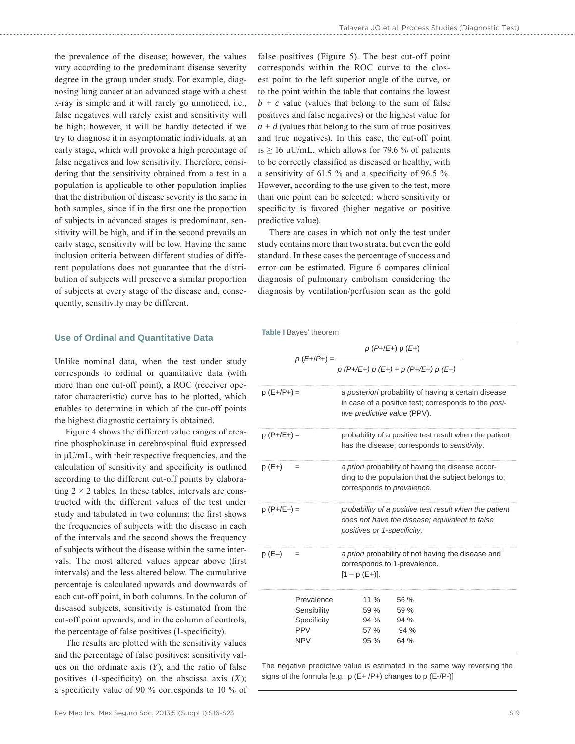the prevalence of the disease; however, the values vary according to the predominant disease severity degree in the group under study. For example, diagnosing lung cancer at an advanced stage with a chest x-ray is simple and it will rarely go unnoticed, i.e., false negatives will rarely exist and sensitivity will be high; however, it will be hardly detected if we try to diagnose it in asymptomatic individuals, at an early stage, which will provoke a high percentage of false negatives and low sensitivity. Therefore, considering that the sensitivity obtained from a test in a population is applicable to other population implies that the distribution of disease severity is the same in both samples, since if in the first one the proportion of subjects in advanced stages is predominant, sensitivity will be high, and if in the second prevails an early stage, sensitivity will be low. Having the same inclusion criteria between different studies of different populations does not guarantee that the distribution of subjects will preserve a similar proportion of subjects at every stage of the disease and, consequently, sensitivity may be different.

## Use of Ordinal and Quantitative Data

Unlike nominal data, when the test under study corresponds to ordinal or quantitative data (with more than one cut-off point), a ROC (receiver operator characteristic) curve has to be plotted, which enables to determine in which of the cut-off points the highest diagnostic certainty is obtained.

Figure 4 shows the different value ranges of creatine phosphokinase in cerebrospinal fluid expressed in µU/mL, with their respective frequencies, and the calculation of sensitivity and specificity is outlined according to the different cut-off points by elaborating $2 \times 2$ tables. In these tables, intervals are constructed with the different values of the test under study and tabulated in two columns; the first shows the frequencies of subjects with the disease in each of the intervals and the second shows the frequency of subjects without the disease within the same intervals. The most altered values appear above (first intervals) and the less altered below. The cumulative percentaje is calculated upwards and downwards of each cut-off point, in both columns. In the column of diseased subjects, sensitivity is estimated from the cut-off point upwards, and in the column of controls, the percentage of false positives (1-specificity).

The results are plotted with the sensitivity values and the percentage of false positives: sensitivity values on the ordinate axis ($Y$), and the ratio of false positives (1-specificity) on the abscissa axis ($X$); a specificity value of 90 % corresponds to 10 % of false positives (Figure 5). The best cut-off point corresponds within the ROC curve to the closest point to the left superior angle of the curve, or to the point within the table that contains the lowest $b + c$ value (values that belong to the sum of false positives and false negatives) or the highest value for $a + d$ (values that belong to the sum of true positives and true negatives). In this case, the cut-off point is $\geq$ 16 µU/mL, which allows for 79.6 % of patients to be correctly classified as diseased or healthy, with a sensitivity of 61.5 % and a specificity of 96.5 %. However, according to the use given to the test, more than one point can be selected: where sensitivity or specificity is favored (higher negative or positive predictive value).

There are cases in which not only the test under study contains more than two strata, but even the gold standard. In these cases the percentage of success and error can be estimated. Figure 6 compares clinical diagnosis of pulmonary embolism considering the diagnosis by ventilation/perfusion scan as the gold

**Table I** Bayes' theorem

$$p\,(E+/P+) = \frac{p\,(P+/E+)\;p\,(E+)}{p\,(P+/E+)\;p\,(E+) + p\,(P+/E-)\;p\,(E-)}$$

| | |
|---|---|
| p (E+/P+) = | *a posteriori* probability of having a certain disease in case of a positive test; corresponds to the *positive predictive value* (PPV). |
| p (P+/E+) = | probability of a positive test result when the patient has the disease; corresponds to *sensitivity*. |
| p (E+) = | *a priori* probability of having the disease according to the population that the subject belongs to; corresponds to *prevalence*. |
| p (P+/E–) = | *probability of a positive test result when the patient does not have the disease; equivalent to false positives or 1-specificity.* |
| p (E–) = | *a priori* probability of not having the disease and corresponds to 1-prevalence. [1 – p (E+)]. |

| | | |
|---|---|---|
| Prevalence | 11 % | 56 % |
| Sensibility | 59 % | 59 % |
| Specificity | 94 % | 94 % |
| PPV | 57 % | 94 % |
| NPV | 95 % | 64 % |

The negative predictive value is estimated in the same way reversing the signs of the formula [e.g.: p (E+ /P+) changes to p (E-/P-)]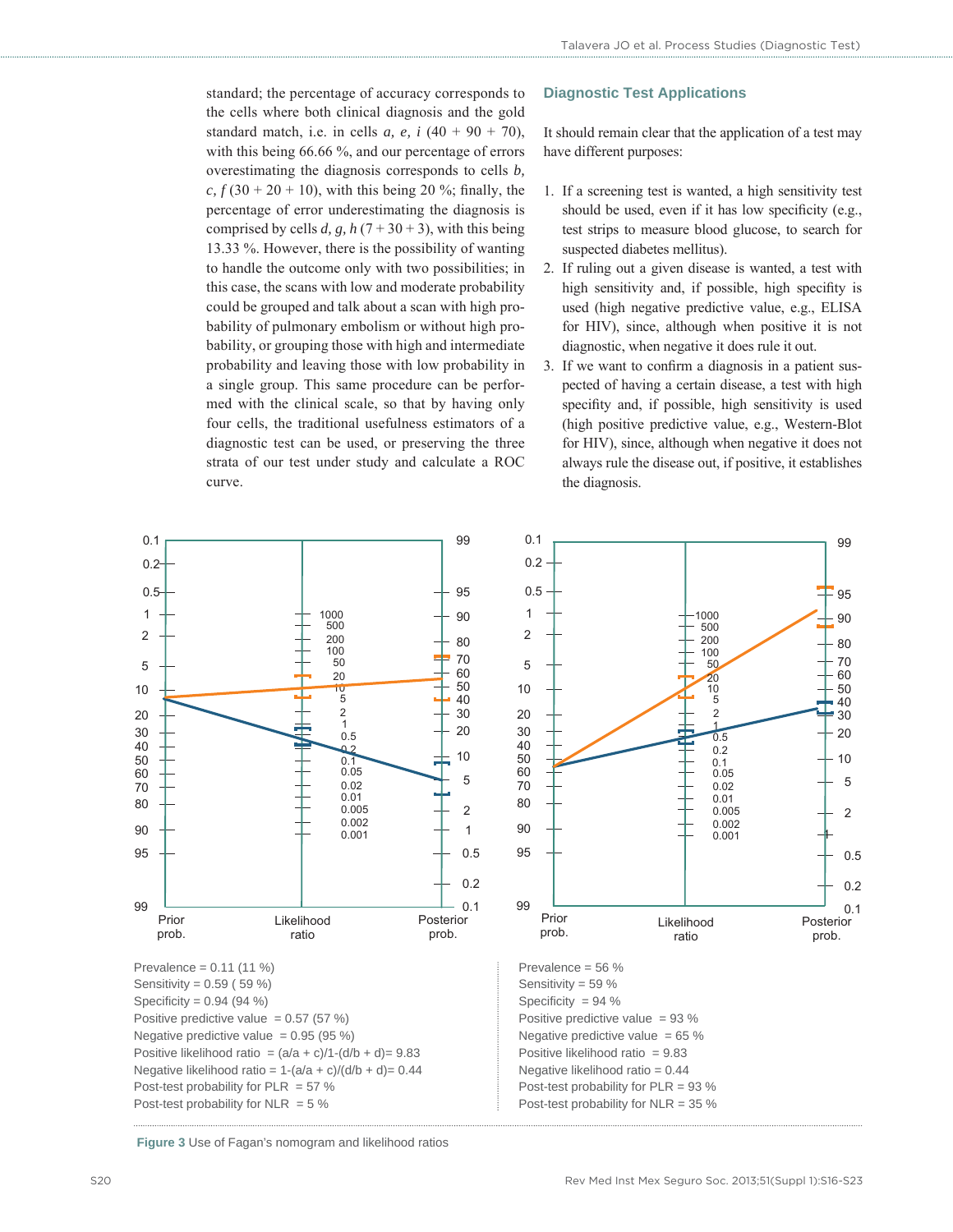standard; the percentage of accuracy corresponds to the cells where both clinical diagnosis and the gold standard match, i.e. in cells *a, e, i* (40 + 90 + 70), with this being 66.66 %, and our percentage of errors overestimating the diagnosis corresponds to cells *b, c, f* (30 + 20 + 10), with this being 20 %; finally, the percentage of error underestimating the diagnosis is comprised by cells *d, g, h* (7 + 30 + 3), with this being 13.33 %. However, there is the possibility of wanting to handle the outcome only with two possibilities; in this case, the scans with low and moderate probability could be grouped and talk about a scan with high probability of pulmonary embolism or without high probability, or grouping those with high and intermediate probability and leaving those with low probability in a single group. This same procedure can be performed with the clinical scale, so that by having only four cells, the traditional usefulness estimators of a diagnostic test can be used, or preserving the three strata of our test under study and calculate a ROC curve.

## Diagnostic Test Applications

It should remain clear that the application of a test may have different purposes:

1. If a screening test is wanted, a high sensitivity test should be used, even if it has low specificity (e.g., test strips to measure blood glucose, to search for suspected diabetes mellitus).
2. If ruling out a given disease is wanted, a test with high sensitivity and, if possible, high specifity is used (high negative predictive value, e.g., ELISA for HIV), since, although when positive it is not diagnostic, when negative it does rule it out.
3. If we want to confirm a diagnosis in a patient suspected of having a certain disease, a test with high specifity and, if possible, high sensitivity is used (high positive predictive value, e.g., Western-Blot for HIV), since, although when negative it does not always rule the disease out, if positive, it establishes the diagnosis.

Prevalence = 0.11 (11 %)
Sensitivity = 0.59 ( 59 %)
Specificity = 0.94 (94 %)
Positive predictive value = 0.57 (57 %)
Negative predictive value = 0.95 (95 %)
Positive likelihood ratio = (a/a + c)/1-(d/b + d)= 9.83
Negative likelihood ratio = 1-(a/a + c)/(d/b + d)= 0.44
Post-test probability for PLR = 57 %
Post-test probability for NLR = 5 %

Prevalence = 56 %
Sensitivity = 59 %
Specificity = 94 %
Positive predictive value = 93 %
Negative predictive value = 65 %
Positive likelihood ratio = 9.83
Negative likelihood ratio = 0.44
Post-test probability for PLR = 93 %
Post-test probability for NLR = 35 %

**Figure 3** Use of Fagan's nomogram and likelihood ratios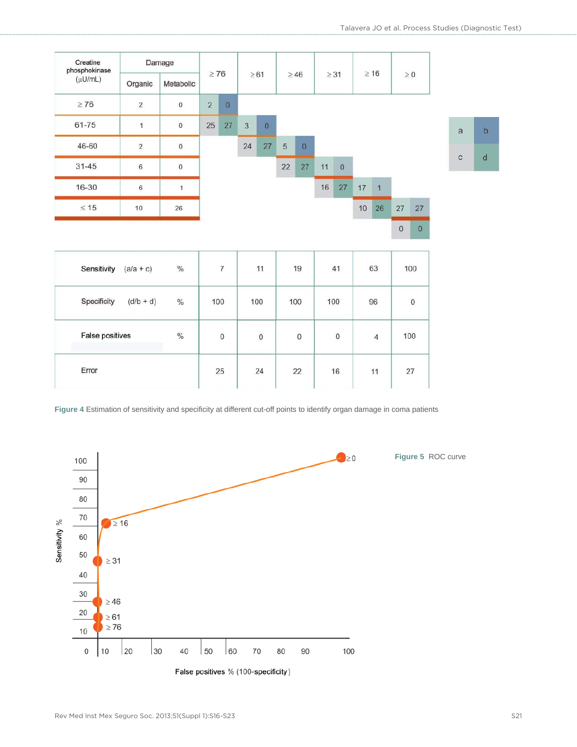| Creatine phosphokinase (μU/mL) | Damage | | ≥ 76 | | ≥ 61 | | ≥ 46 | | ≥ 31 | | ≥ 16 | | ≥ 0 | |
|---|---|---|---|---|---|---|---|---|---|---|---|---|---|---|
| | Organic | Metabolic | | | | | | | | | | | | |
| ≥ 76 | 2 | 0 | 2 | 0 | | | | | | | | | | |
| 61-75 | 1 | 0 | 25 | 27 | 3 | 0 | | | | | | | | |
| 46-60 | 2 | 0 | | | 24 | 27 | 5 | 0 | | | | | | |
| 31-45 | 6 | 0 | | | | | 22 | 27 | 11 | 0 | | | | |
| 16-30 | 6 | 1 | | | | | | | 16 | 27 | 17 | 1 | | |
| ≤ 15 | 10 | 26 | | | | | | | | | 10 | 26 | 27 | 27 |
| | | | | | | | | | | | | | 0 | 0 |

| a | b |
|---|---|
| c | d |

| | | ≥ 76 | ≥ 61 | ≥ 46 | ≥ 31 | ≥ 16 | ≥ 0 |
|---|---|---|---|---|---|---|---|
| Sensitivity (a/a + c) | % | 7 | 11 | 19 | 41 | 63 | 100 |
| Specificity (d/b + d) | % | 100 | 100 | 100 | 100 | 96 | 0 |
| False positives | % | 0 | 0 | 0 | 0 | 4 | 100 |
| Error | | 25 | 24 | 22 | 16 | 11 | 27 |

**Figure 4** Estimation of sensitivity and specificity at different cut-off points to identify organ damage in coma patients

**Figure 5** ROC curve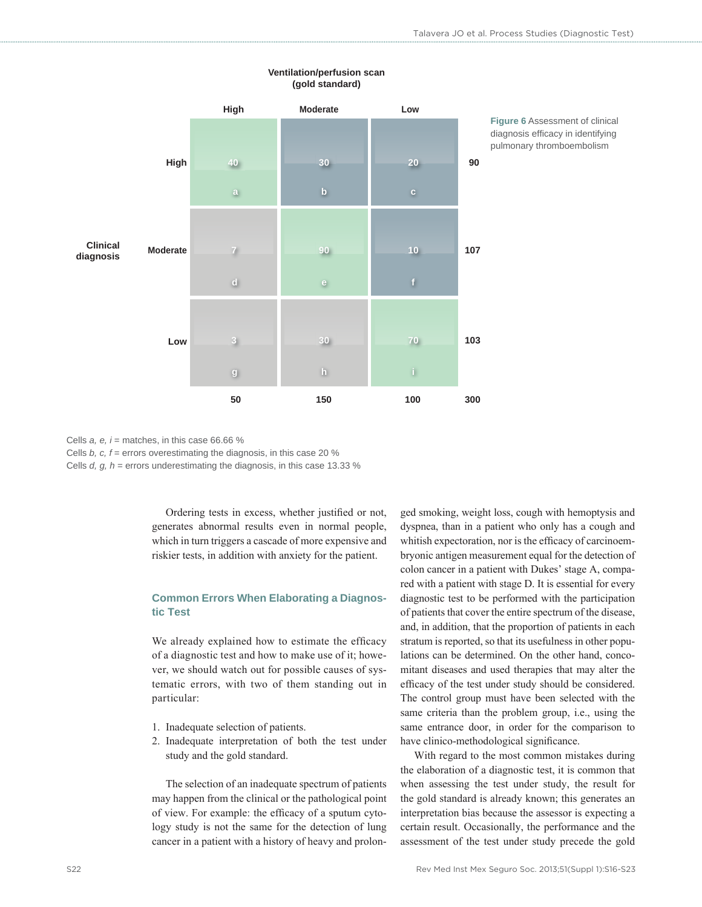| Clinical diagnosis | Ventilation/perfusion scan (gold standard): High | Moderate | Low | Total |
|---|---|---|---|---|
| High | 40 (a) | 30 (b) | 20 (c) | 90 |
| Moderate | 7 (d) | 90 (e) | 10 (f) | 107 |
| Low | 3 (g) | 30 (h) | 70 (i) | 103 |
| | 50 | 150 | 100 | 300 |

**Figure 6** Assessment of clinical diagnosis efficacy in identifying pulmonary thromboembolism

Cells *a, e, i* = matches, in this case 66.66 %
Cells *b, c, f* = errors overestimating the diagnosis, in this case 20 %
Cells *d, g, h* = errors underestimating the diagnosis, in this case 13.33 %

Ordering tests in excess, whether justified or not, generates abnormal results even in normal people, which in turn triggers a cascade of more expensive and riskier tests, in addition with anxiety for the patient.

## Common Errors When Elaborating a Diagnostic Test

We already explained how to estimate the efficacy of a diagnostic test and how to make use of it; however, we should watch out for possible causes of systematic errors, with two of them standing out in particular:

1. Inadequate selection of patients.
2. Inadequate interpretation of both the test under study and the gold standard.

The selection of an inadequate spectrum of patients may happen from the clinical or the pathological point of view. For example: the efficacy of a sputum cytology study is not the same for the detection of lung cancer in a patient with a history of heavy and prolonged smoking, weight loss, cough with hemoptysis and dyspnea, than in a patient who only has a cough and whitish expectoration, nor is the efficacy of carcinoembryonic antigen measurement equal for the detection of colon cancer in a patient with Dukes' stage A, compared with a patient with stage D. It is essential for every diagnostic test to be performed with the participation of patients that cover the entire spectrum of the disease, and, in addition, that the proportion of patients in each stratum is reported, so that its usefulness in other populations can be determined. On the other hand, concomitant diseases and used therapies that may alter the efficacy of the test under study should be considered. The control group must have been selected with the same criteria than the problem group, i.e., using the same entrance door, in order for the comparison to have clinico-methodological significance.

With regard to the most common mistakes during the elaboration of a diagnostic test, it is common that when assessing the test under study, the result for the gold standard is already known; this generates an interpretation bias because the assessor is expecting a certain result. Occasionally, the performance and the assessment of the test under study precede the gold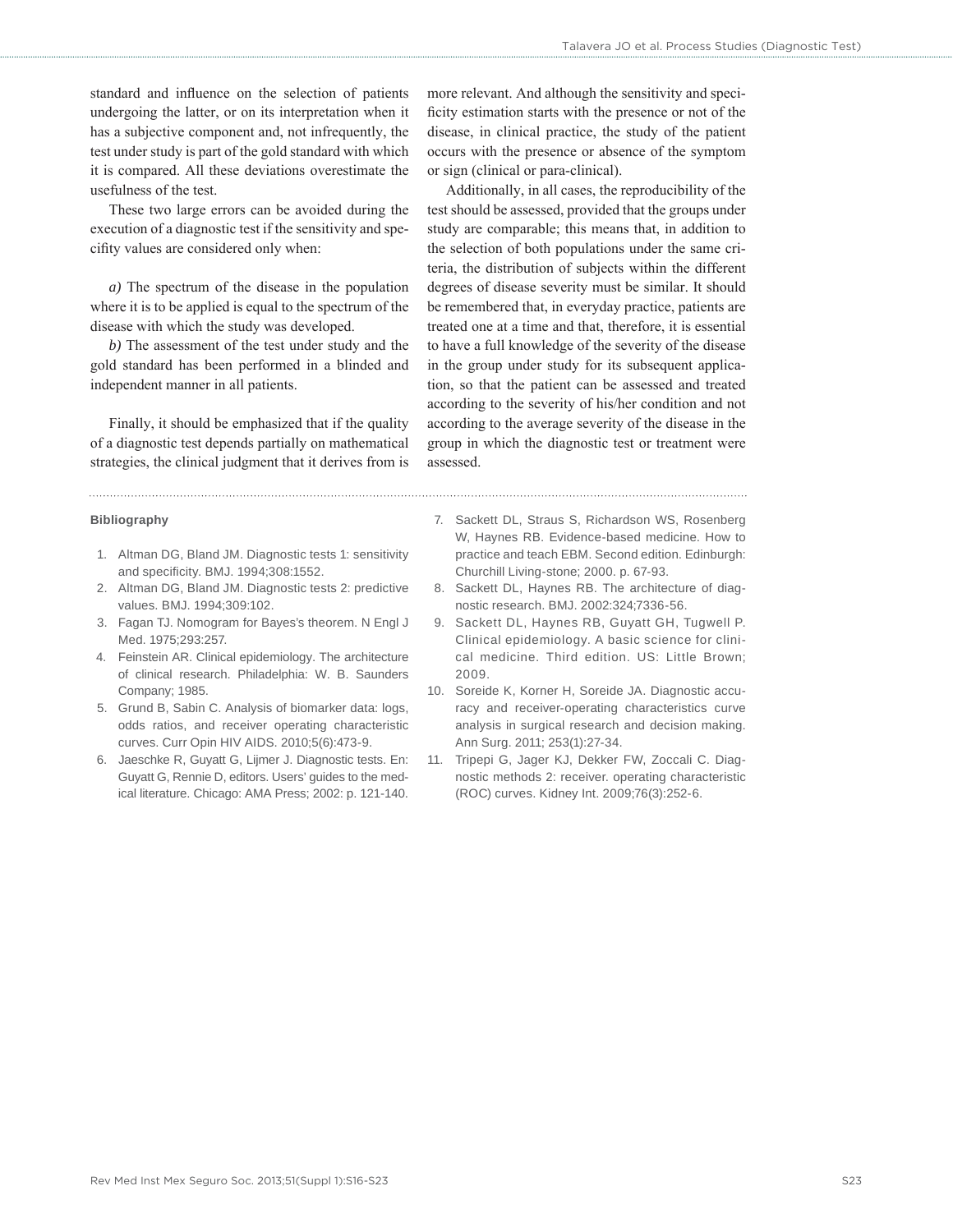standard and influence on the selection of patients undergoing the latter, or on its interpretation when it has a subjective component and, not infrequently, the test under study is part of the gold standard with which it is compared. All these deviations overestimate the usefulness of the test.

These two large errors can be avoided during the execution of a diagnostic test if the sensitivity and specifity values are considered only when:

*a)* The spectrum of the disease in the population where it is to be applied is equal to the spectrum of the disease with which the study was developed.

*b)* The assessment of the test under study and the gold standard has been performed in a blinded and independent manner in all patients.

Finally, it should be emphasized that if the quality of a diagnostic test depends partially on mathematical strategies, the clinical judgment that it derives from is more relevant. And although the sensitivity and specificity estimation starts with the presence or not of the disease, in clinical practice, the study of the patient occurs with the presence or absence of the symptom or sign (clinical or para-clinical).

Additionally, in all cases, the reproducibility of the test should be assessed, provided that the groups under study are comparable; this means that, in addition to the selection of both populations under the same criteria, the distribution of subjects within the different degrees of disease severity must be similar. It should be remembered that, in everyday practice, patients are treated one at a time and that, therefore, it is essential to have a full knowledge of the severity of the disease in the group under study for its subsequent application, so that the patient can be assessed and treated according to the severity of his/her condition and not according to the average severity of the disease in the group in which the diagnostic test or treatment were assessed.

## Bibliography

1. Altman DG, Bland JM. Diagnostic tests 1: sensitivity and specificity. BMJ. 1994;308:1552.
2. Altman DG, Bland JM. Diagnostic tests 2: predictive values. BMJ. 1994;309:102.
3. Fagan TJ. Nomogram for Bayes's theorem. N Engl J Med. 1975;293:257.
4. Feinstein AR. Clinical epidemiology. The architecture of clinical research. Philadelphia: W. B. Saunders Company; 1985.
5. Grund B, Sabin C. Analysis of biomarker data: logs, odds ratios, and receiver operating characteristic curves. Curr Opin HIV AIDS. 2010;5(6):473-9.
6. Jaeschke R, Guyatt G, Lijmer J. Diagnostic tests. En: Guyatt G, Rennie D, editors. Users' guides to the medical literature. Chicago: AMA Press; 2002: p. 121-140.
7. Sackett DL, Straus S, Richardson WS, Rosenberg W, Haynes RB. Evidence-based medicine. How to practice and teach EBM. Second edition. Edinburgh: Churchill Living-stone; 2000. p. 67-93.
8. Sackett DL, Haynes RB. The architecture of diagnostic research. BMJ. 2002:324;7336-56.
9. Sackett DL, Haynes RB, Guyatt GH, Tugwell P. Clinical epidemiology. A basic science for clinical medicine. Third edition. US: Little Brown; 2009.
10. Soreide K, Korner H, Soreide JA. Diagnostic accuracy and receiver-operating characteristics curve analysis in surgical research and decision making. Ann Surg. 2011; 253(1):27-34.
11. Tripepi G, Jager KJ, Dekker FW, Zoccali C. Diagnostic methods 2: receiver. operating characteristic (ROC) curves. Kidney Int. 2009;76(3):252-6.